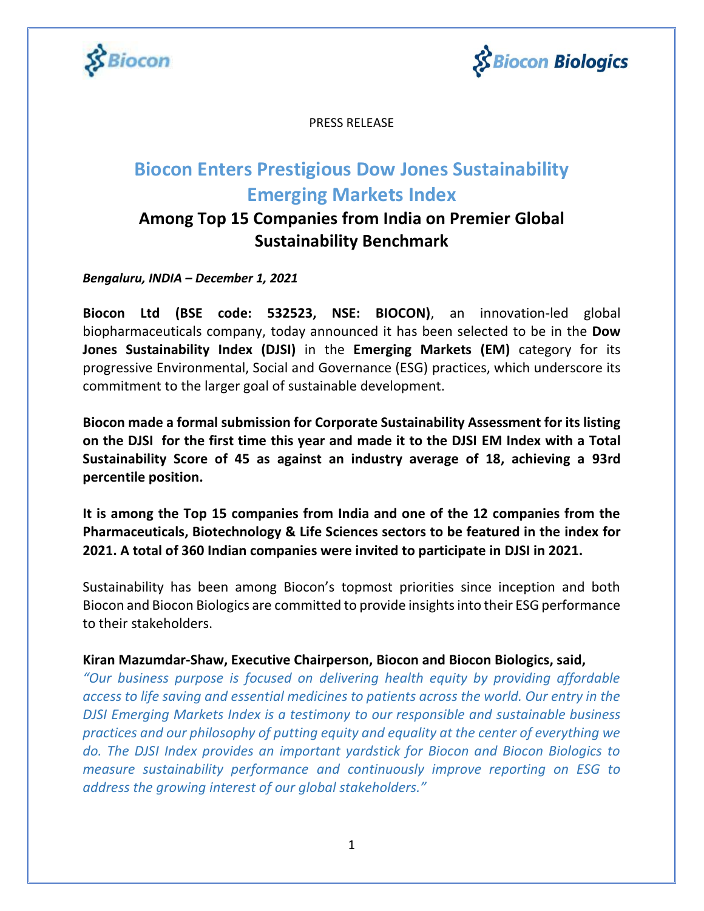PRESS RELEASE

# Biocon Enters Prestigious Dow Jones Sustainability Emerging Markets Index

## Among Top 15 Companies from India on Premier Global Sustainability Benchmark

***Bengaluru, INDIA – December 1, 2021***

**Biocon Ltd (BSE code: 532523, NSE: BIOCON)**, an innovation-led global biopharmaceuticals company, today announced it has been selected to be in the **Dow Jones Sustainability Index (DJSI)** in the **Emerging Markets (EM)** category for its progressive Environmental, Social and Governance (ESG) practices, which underscore its commitment to the larger goal of sustainable development.

**Biocon made a formal submission for Corporate Sustainability Assessment for its listing on the DJSI for the first time this year and made it to the DJSI EM Index with a Total Sustainability Score of 45 as against an industry average of 18, achieving a 93rd percentile position.**

**It is among the Top 15 companies from India and one of the 12 companies from the Pharmaceuticals, Biotechnology & Life Sciences sectors to be featured in the index for 2021. A total of 360 Indian companies were invited to participate in DJSI in 2021.**

Sustainability has been among Biocon's topmost priorities since inception and both Biocon and Biocon Biologics are committed to provide insights into their ESG performance to their stakeholders.

**Kiran Mazumdar-Shaw, Executive Chairperson, Biocon and Biocon Biologics, said,**
*"Our business purpose is focused on delivering health equity by providing affordable access to life saving and essential medicines to patients across the world. Our entry in the DJSI Emerging Markets Index is a testimony to our responsible and sustainable business practices and our philosophy of putting equity and equality at the center of everything we do. The DJSI Index provides an important yardstick for Biocon and Biocon Biologics to measure sustainability performance and continuously improve reporting on ESG to address the growing interest of our global stakeholders."*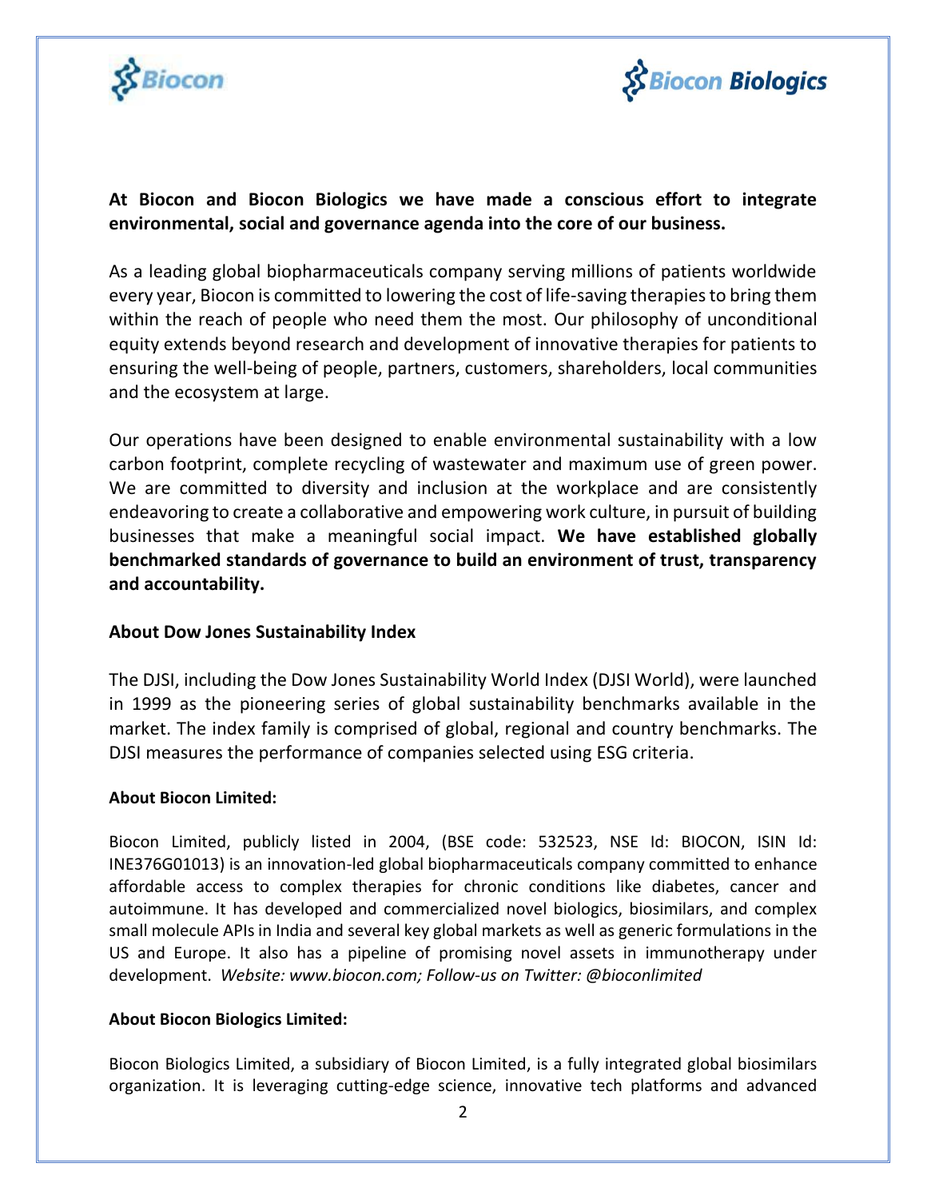**At Biocon and Biocon Biologics we have made a conscious effort to integrate environmental, social and governance agenda into the core of our business.**

As a leading global biopharmaceuticals company serving millions of patients worldwide every year, Biocon is committed to lowering the cost of life-saving therapies to bring them within the reach of people who need them the most. Our philosophy of unconditional equity extends beyond research and development of innovative therapies for patients to ensuring the well-being of people, partners, customers, shareholders, local communities and the ecosystem at large.

Our operations have been designed to enable environmental sustainability with a low carbon footprint, complete recycling of wastewater and maximum use of green power. We are committed to diversity and inclusion at the workplace and are consistently endeavoring to create a collaborative and empowering work culture, in pursuit of building businesses that make a meaningful social impact. **We have established globally benchmarked standards of governance to build an environment of trust, transparency and accountability.**

**About Dow Jones Sustainability Index**

The DJSI, including the Dow Jones Sustainability World Index (DJSI World), were launched in 1999 as the pioneering series of global sustainability benchmarks available in the market. The index family is comprised of global, regional and country benchmarks. The DJSI measures the performance of companies selected using ESG criteria.

**About Biocon Limited:**

Biocon Limited, publicly listed in 2004, (BSE code: 532523, NSE Id: BIOCON, ISIN Id: INE376G01013) is an innovation-led global biopharmaceuticals company committed to enhance affordable access to complex therapies for chronic conditions like diabetes, cancer and autoimmune. It has developed and commercialized novel biologics, biosimilars, and complex small molecule APIs in India and several key global markets as well as generic formulations in the US and Europe. It also has a pipeline of promising novel assets in immunotherapy under development. *Website: www.biocon.com; Follow-us on Twitter: @bioconlimited*

**About Biocon Biologics Limited:**

Biocon Biologics Limited, a subsidiary of Biocon Limited, is a fully integrated global biosimilars organization. It is leveraging cutting-edge science, innovative tech platforms and advanced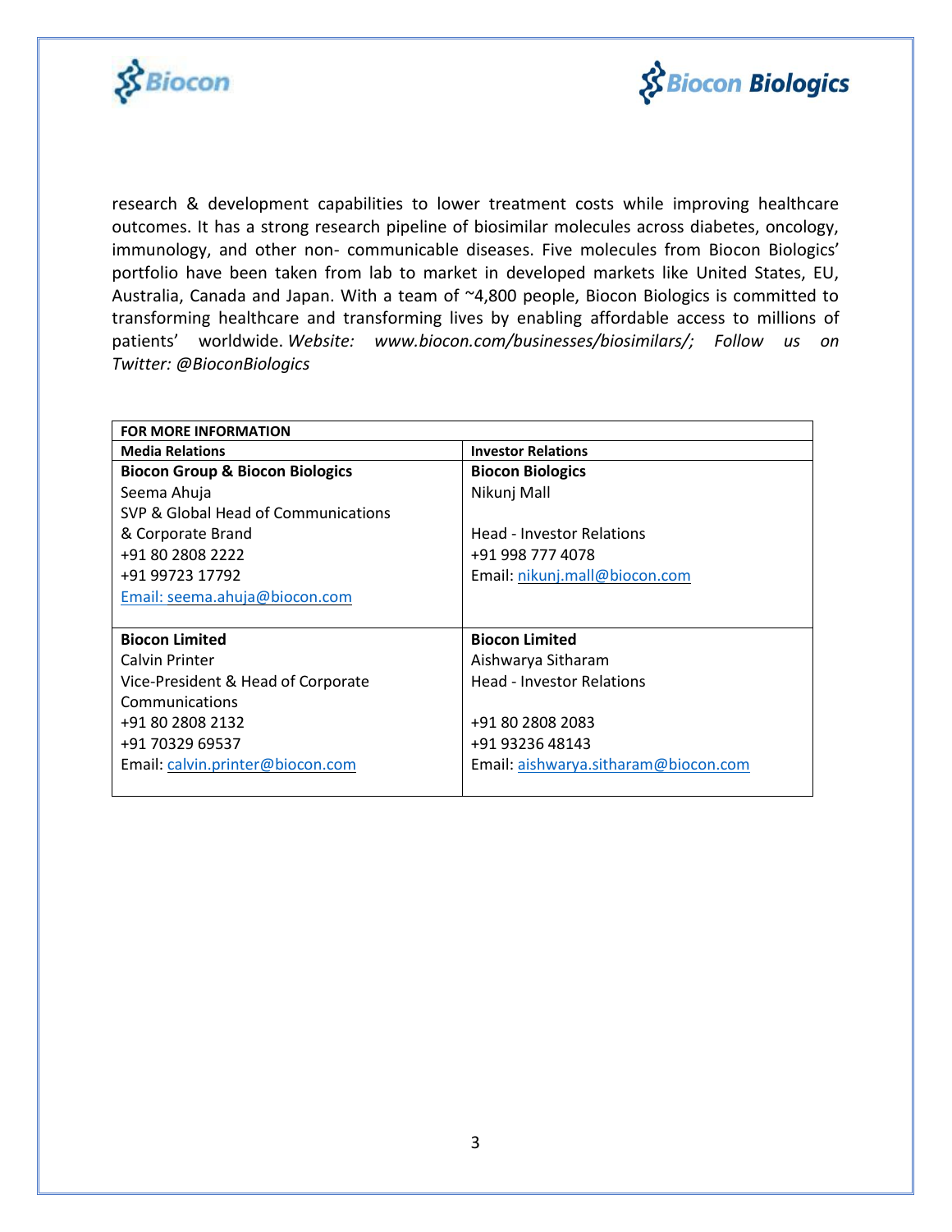research & development capabilities to lower treatment costs while improving healthcare outcomes. It has a strong research pipeline of biosimilar molecules across diabetes, oncology, immunology, and other non- communicable diseases. Five molecules from Biocon Biologics' portfolio have been taken from lab to market in developed markets like United States, EU, Australia, Canada and Japan. With a team of ~4,800 people, Biocon Biologics is committed to transforming healthcare and transforming lives by enabling affordable access to millions of patients' worldwide. *Website: www.biocon.com/businesses/biosimilars/; Follow us on Twitter: @BioconBiologics*

| **FOR MORE INFORMATION** | |
|---|---|
| **Media Relations** | **Investor Relations** |
| **Biocon Group & Biocon Biologics**<br>Seema Ahuja<br>SVP & Global Head of Communications & Corporate Brand<br>+91 80 2808 2222<br>+91 99723 17792<br>Email: seema.ahuja@biocon.com | **Biocon Biologics**<br>Nikunj Mall<br><br>Head - Investor Relations<br>+91 998 777 4078<br>Email: nikunj.mall@biocon.com |
| **Biocon Limited**<br>Calvin Printer<br>Vice-President & Head of Corporate Communications<br>+91 80 2808 2132<br>+91 70329 69537<br>Email: calvin.printer@biocon.com | **Biocon Limited**<br>Aishwarya Sitharam<br>Head - Investor Relations<br><br>+91 80 2808 2083<br>+91 93236 48143<br>Email: aishwarya.sitharam@biocon.com |